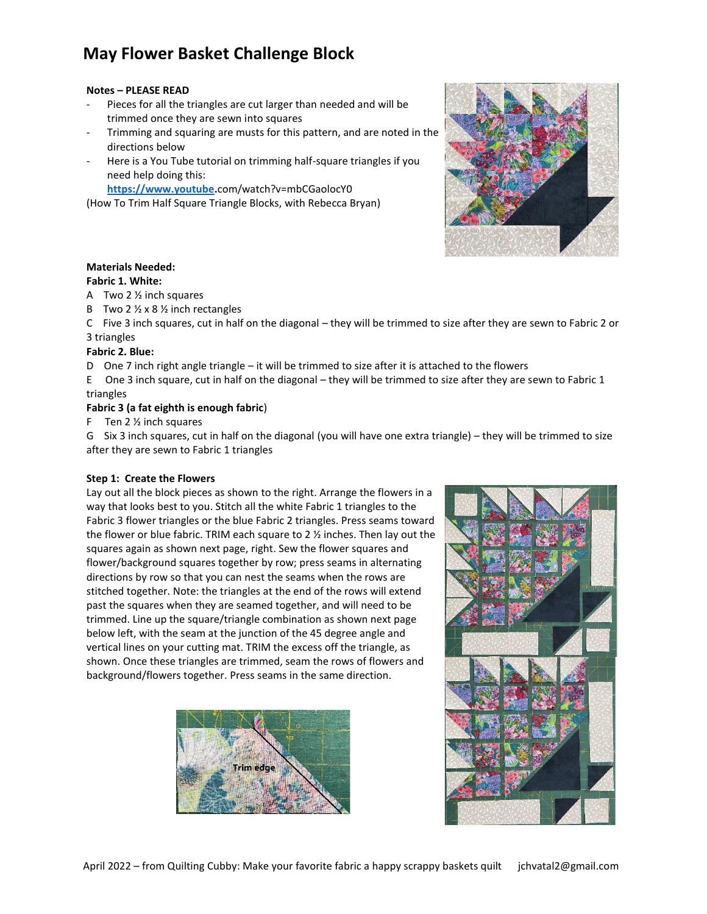# May Flower Basket Challenge Block

**Notes – PLEASE READ**

- Pieces for all the triangles are cut larger than needed and will be trimmed once they are sewn into squares
- Trimming and squaring are musts for this pattern, and are noted in the directions below
- Here is a You Tube tutorial on trimming half-square triangles if you need help doing this: **https://www.youtube**.com/watch?v=mbCGaolocY0

(How To Trim Half Square Triangle Blocks, with Rebecca Bryan)

**Materials Needed:**

**Fabric 1. White:**

A Two 2 ½ inch squares

B Two 2 ½ x 8 ½ inch rectangles

C Five 3 inch squares, cut in half on the diagonal – they will be trimmed to size after they are sewn to Fabric 2 or 3 triangles

**Fabric 2. Blue:**

D One 7 inch right angle triangle – it will be trimmed to size after it is attached to the flowers

E One 3 inch square, cut in half on the diagonal – they will be trimmed to size after they are sewn to Fabric 1 triangles

**Fabric 3 (a fat eighth is enough fabric)**

F Ten 2 ½ inch squares

G Six 3 inch squares, cut in half on the diagonal (you will have one extra triangle) – they will be trimmed to size after they are sewn to Fabric 1 triangles

**Step 1: Create the Flowers**

Lay out all the block pieces as shown to the right. Arrange the flowers in a way that looks best to you. Stitch all the white Fabric 1 triangles to the Fabric 3 flower triangles or the blue Fabric 2 triangles. Press seams toward the flower or blue fabric. TRIM each square to 2 ½ inches. Then lay out the squares again as shown next page, right. Sew the flower squares and flower/background squares together by row; press seams in alternating directions by row so that you can nest the seams when the rows are stitched together. Note: the triangles at the end of the rows will extend past the squares when they are seamed together, and will need to be trimmed. Line up the square/triangle combination as shown next page below left, with the seam at the junction of the 45 degree angle and vertical lines on your cutting mat. TRIM the excess off the triangle, as shown. Once these triangles are trimmed, seam the rows of flowers and background/flowers together. Press seams in the same direction.

Trim edge

April 2022 – from Quilting Cubby: Make your favorite fabric a happy scrappy baskets quilt jchvatal2@gmail.com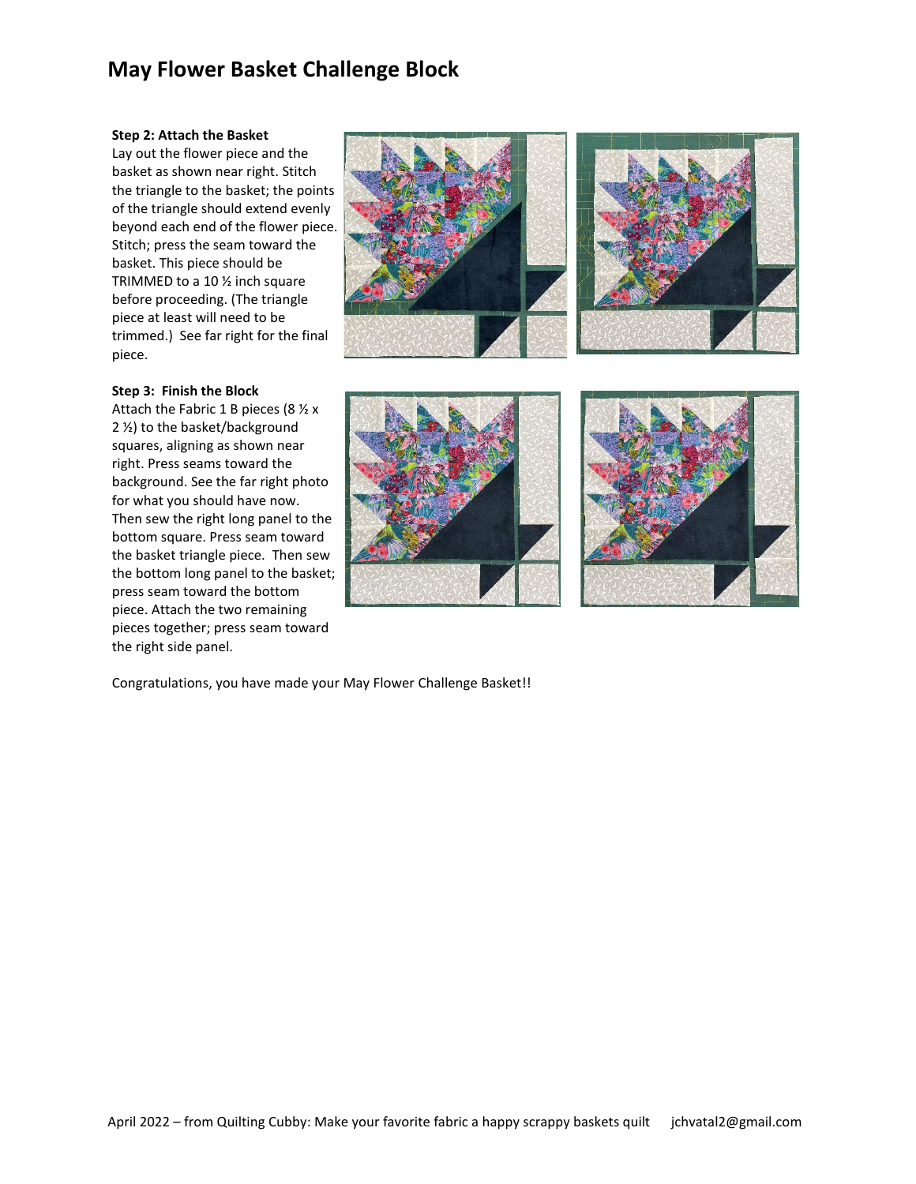# May Flower Basket Challenge Block

**Step 2: Attach the Basket**

Lay out the flower piece and the basket as shown near right. Stitch the triangle to the basket; the points of the triangle should extend evenly beyond each end of the flower piece. Stitch; press the seam toward the basket. This piece should be TRIMMED to a 10 ½ inch square before proceeding. (The triangle piece at least will need to be trimmed.) See far right for the final piece.

**Step 3: Finish the Block**

Attach the Fabric 1 B pieces (8 ½ x 2 ½) to the basket/background squares, aligning as shown near right. Press seams toward the background. See the far right photo for what you should have now. Then sew the right long panel to the bottom square. Press seam toward the basket triangle piece. Then sew the bottom long panel to the basket; press seam toward the bottom piece. Attach the two remaining pieces together; press seam toward the right side panel.

Congratulations, you have made your May Flower Challenge Basket!!

April 2022 – from Quilting Cubby: Make your favorite fabric a happy scrappy baskets quilt jchvatal2@gmail.com